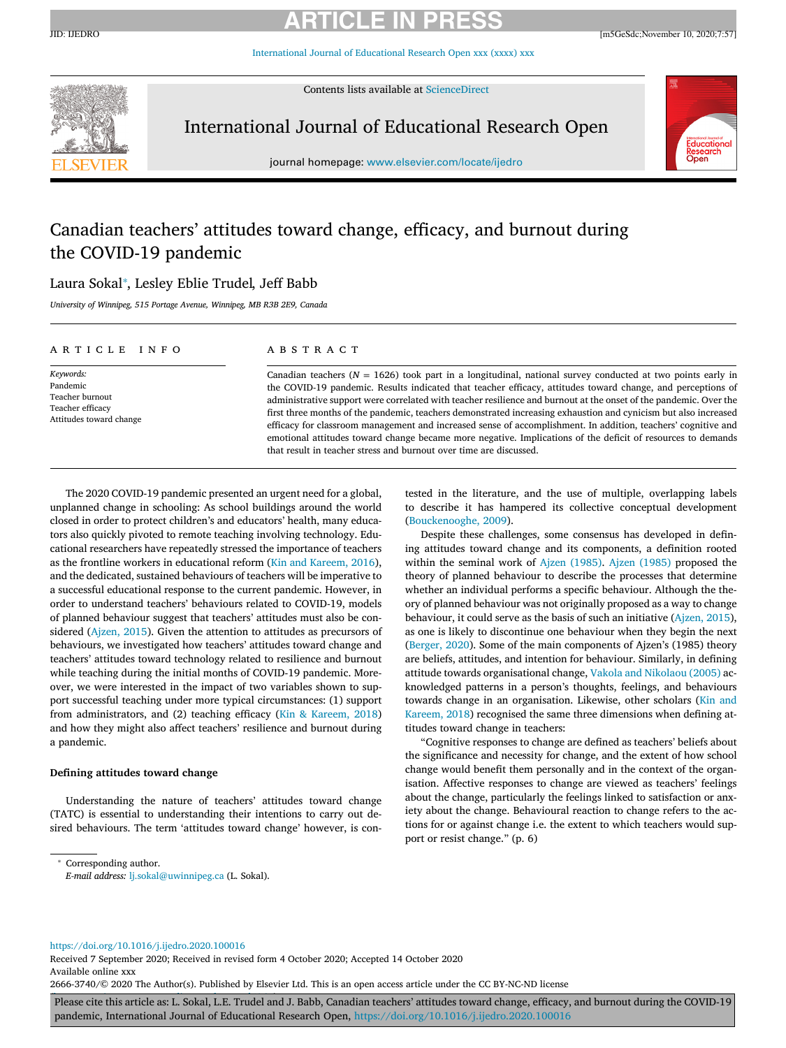# Canadian teachers' attitudes toward change, efficacy, and burnout during the COVID-19 pandemic

Laura Sokal*, Lesley Eblie Trudel, Jeff Babb

*University of Winnipeg, 515 Portage Avenue, Winnipeg, MB R3B 2E9, Canada*

## ARTICLE INFO

*Keywords:*
Pandemic
Teacher burnout
Teacher efficacy
Attitudes toward change

## ABSTRACT

Canadian teachers ($N = 1626$) took part in a longitudinal, national survey conducted at two points early in the COVID-19 pandemic. Results indicated that teacher efficacy, attitudes toward change, and perceptions of administrative support were correlated with teacher resilience and burnout at the onset of the pandemic. Over the first three months of the pandemic, teachers demonstrated increasing exhaustion and cynicism but also increased efficacy for classroom management and increased sense of accomplishment. In addition, teachers' cognitive and emotional attitudes toward change became more negative. Implications of the deficit of resources to demands that result in teacher stress and burnout over time are discussed.

The 2020 COVID-19 pandemic presented an urgent need for a global, unplanned change in schooling: As school buildings around the world closed in order to protect children's and educators' health, many educators also quickly pivoted to remote teaching involving technology. Educational researchers have repeatedly stressed the importance of teachers as the frontline workers in educational reform (Kin and Kareem, 2016), and the dedicated, sustained behaviours of teachers will be imperative to a successful educational response to the current pandemic. However, in order to understand teachers' behaviours related to COVID-19, models of planned behaviour suggest that teachers' attitudes must also be considered (Ajzen, 2015). Given the attention to attitudes as precursors of behaviours, we investigated how teachers' attitudes toward change and teachers' attitudes toward technology related to resilience and burnout while teaching during the initial months of COVID-19 pandemic. Moreover, we were interested in the impact of two variables shown to support successful teaching under more typical circumstances: (1) support from administrators, and (2) teaching efficacy (Kin & Kareem, 2018) and how they might also affect teachers' resilience and burnout during a pandemic.

### Defining attitudes toward change

Understanding the nature of teachers' attitudes toward change (TATC) is essential to understanding their intentions to carry out desired behaviours. The term 'attitudes toward change' however, is contested in the literature, and the use of multiple, overlapping labels to describe it has hampered its collective conceptual development (Bouckenooghe, 2009).

Despite these challenges, some consensus has developed in defining attitudes toward change and its components, a definition rooted within the seminal work of Ajzen (1985). Ajzen (1985) proposed the theory of planned behaviour to describe the processes that determine whether an individual performs a specific behaviour. Although the theory of planned behaviour was not originally proposed as a way to change behaviour, it could serve as the basis of such an initiative (Ajzen, 2015), as one is likely to discontinue one behaviour when they begin the next (Berger, 2020). Some of the main components of Ajzen's (1985) theory are beliefs, attitudes, and intention for behaviour. Similarly, in defining attitude towards organisational change, Vakola and Nikolaou (2005) acknowledged patterns in a person's thoughts, feelings, and behaviours towards change in an organisation. Likewise, other scholars (Kin and Kareem, 2018) recognised the same three dimensions when defining attitudes toward change in teachers:

"Cognitive responses to change are defined as teachers' beliefs about the significance and necessity for change, and the extent of how school change would benefit them personally and in the context of the organisation. Affective responses to change are viewed as teachers' feelings about the change, particularly the feelings linked to satisfaction or anxiety about the change. Behavioural reaction to change refers to the actions for or against change i.e. the extent to which teachers would support or resist change." (p. 6)

* Corresponding author.
*E-mail address:* lj.sokal@uwinnipeg.ca (L. Sokal).

https://doi.org/10.1016/j.ijedro.2020.100016
Received 7 September 2020; Received in revised form 4 October 2020; Accepted 14 October 2020
Available online xxx
2666-3740/© 2020 The Author(s). Published by Elsevier Ltd. This is an open access article under the CC BY-NC-ND license

Please cite this article as: L. Sokal, L.E. Trudel and J. Babb, Canadian teachers' attitudes toward change, efficacy, and burnout during the COVID-19 pandemic, International Journal of Educational Research Open, https://doi.org/10.1016/j.ijedro.2020.100016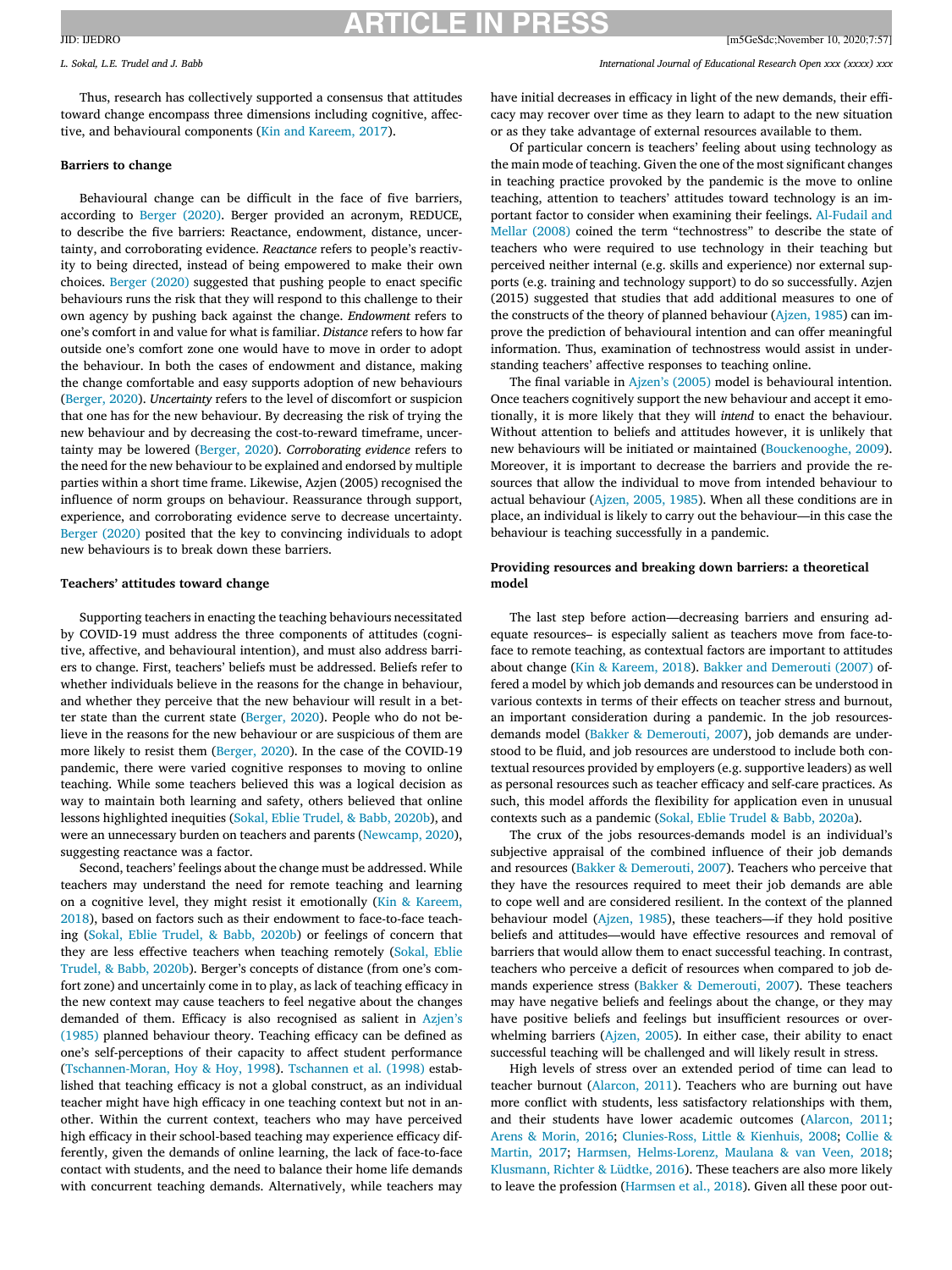Thus, research has collectively supported a consensus that attitudes toward change encompass three dimensions including cognitive, affective, and behavioural components (Kin and Kareem, 2017).

## Barriers to change

Behavioural change can be difficult in the face of five barriers, according to Berger (2020). Berger provided an acronym, REDUCE, to describe the five barriers: Reactance, endowment, distance, uncertainty, and corroborating evidence. *Reactance* refers to people's reactivity to being directed, instead of being empowered to make their own choices. Berger (2020) suggested that pushing people to enact specific behaviours runs the risk that they will respond to this challenge to their own agency by pushing back against the change. *Endowment* refers to one's comfort in and value for what is familiar. *Distance* refers to how far outside one's comfort zone one would have to move in order to adopt the behaviour. In both the cases of endowment and distance, making the change comfortable and easy supports adoption of new behaviours (Berger, 2020). *Uncertainty* refers to the level of discomfort or suspicion that one has for the new behaviour. By decreasing the risk of trying the new behaviour and by decreasing the cost-to-reward timeframe, uncertainty may be lowered (Berger, 2020). *Corroborating evidence* refers to the need for the new behaviour to be explained and endorsed by multiple parties within a short time frame. Likewise, Azjen (2005) recognised the influence of norm groups on behaviour. Reassurance through support, experience, and corroborating evidence serve to decrease uncertainty. Berger (2020) posited that the key to convincing individuals to adopt new behaviours is to break down these barriers.

## Teachers' attitudes toward change

Supporting teachers in enacting the teaching behaviours necessitated by COVID-19 must address the three components of attitudes (cognitive, affective, and behavioural intention), and must also address barriers to change. First, teachers' beliefs must be addressed. Beliefs refer to whether individuals believe in the reasons for the change in behaviour, and whether they perceive that the new behaviour will result in a better state than the current state (Berger, 2020). People who do not believe in the reasons for the new behaviour or are suspicious of them are more likely to resist them (Berger, 2020). In the case of the COVID-19 pandemic, there were varied cognitive responses to moving to online teaching. While some teachers believed this was a logical decision as way to maintain both learning and safety, others believed that online lessons highlighted inequities (Sokal, Eblie Trudel, & Babb, 2020b), and were an unnecessary burden on teachers and parents (Newcamp, 2020), suggesting reactance was a factor.

Second, teachers' feelings about the change must be addressed. While teachers may understand the need for remote teaching and learning on a cognitive level, they might resist it emotionally (Kin & Kareem, 2018), based on factors such as their endowment to face-to-face teaching (Sokal, Eblie Trudel, & Babb, 2020b) or feelings of concern that they are less effective teachers when teaching remotely (Sokal, Eblie Trudel, & Babb, 2020b). Berger's concepts of distance (from one's comfort zone) and uncertainly come in to play, as lack of teaching efficacy in the new context may cause teachers to feel negative about the changes demanded of them. Efficacy is also recognised as salient in Azjen's (1985) planned behaviour theory. Teaching efficacy can be defined as one's self-perceptions of their capacity to affect student performance (Tschannen-Moran, Hoy & Hoy, 1998). Tschannen et al. (1998) established that teaching efficacy is not a global construct, as an individual teacher might have high efficacy in one teaching context but not in another. Within the current context, teachers who may have perceived high efficacy in their school-based teaching may experience efficacy differently, given the demands of online learning, the lack of face-to-face contact with students, and the need to balance their home life demands with concurrent teaching demands. Alternatively, while teachers may have initial decreases in efficacy in light of the new demands, their efficacy may recover over time as they learn to adapt to the new situation or as they take advantage of external resources available to them.

Of particular concern is teachers' feeling about using technology as the main mode of teaching. Given the one of the most significant changes in teaching practice provoked by the pandemic is the move to online teaching, attention to teachers' attitudes toward technology is an important factor to consider when examining their feelings. Al-Fudail and Mellar (2008) coined the term "technostress" to describe the state of teachers who were required to use technology in their teaching but perceived neither internal (e.g. skills and experience) nor external supports (e.g. training and technology support) to do so successfully. Azjen (2015) suggested that studies that add additional measures to one of the constructs of the theory of planned behaviour (Ajzen, 1985) can improve the prediction of behavioural intention and can offer meaningful information. Thus, examination of technostress would assist in understanding teachers' affective responses to teaching online.

The final variable in Ajzen's (2005) model is behavioural intention. Once teachers cognitively support the new behaviour and accept it emotionally, it is more likely that they will *intend* to enact the behaviour. Without attention to beliefs and attitudes however, it is unlikely that new behaviours will be initiated or maintained (Bouckenooghe, 2009). Moreover, it is important to decrease the barriers and provide the resources that allow the individual to move from intended behaviour to actual behaviour (Ajzen, 2005, 1985). When all these conditions are in place, an individual is likely to carry out the behaviour—in this case the behaviour is teaching successfully in a pandemic.

## Providing resources and breaking down barriers: a theoretical model

The last step before action—decreasing barriers and ensuring adequate resources– is especially salient as teachers move from face-to-face to remote teaching, as contextual factors are important to attitudes about change (Kin & Kareem, 2018). Bakker and Demerouti (2007) offered a model by which job demands and resources can be understood in various contexts in terms of their effects on teacher stress and burnout, an important consideration during a pandemic. In the job resources-demands model (Bakker & Demerouti, 2007), job demands are understood to be fluid, and job resources are understood to include both contextual resources provided by employers (e.g. supportive leaders) as well as personal resources such as teacher efficacy and self-care practices. As such, this model affords the flexibility for application even in unusual contexts such as a pandemic (Sokal, Eblie Trudel & Babb, 2020a).

The crux of the jobs resources-demands model is an individual's subjective appraisal of the combined influence of their job demands and resources (Bakker & Demerouti, 2007). Teachers who perceive that they have the resources required to meet their job demands are able to cope well and are considered resilient. In the context of the planned behaviour model (Ajzen, 1985), these teachers—if they hold positive beliefs and attitudes—would have effective resources and removal of barriers that would allow them to enact successful teaching. In contrast, teachers who perceive a deficit of resources when compared to job demands experience stress (Bakker & Demerouti, 2007). These teachers may have negative beliefs and feelings about the change, or they may have positive beliefs and feelings but insufficient resources or overwhelming barriers (Ajzen, 2005). In either case, their ability to enact successful teaching will be challenged and will likely result in stress.

High levels of stress over an extended period of time can lead to teacher burnout (Alarcon, 2011). Teachers who are burning out have more conflict with students, less satisfactory relationships with them, and their students have lower academic outcomes (Alarcon, 2011; Arens & Morin, 2016; Clunies-Ross, Little & Kienhuis, 2008; Collie & Martin, 2017; Harmsen, Helms-Lorenz, Maulana & van Veen, 2018; Klusmann, Richter & Lüdtke, 2016). These teachers are also more likely to leave the profession (Harmsen et al., 2018). Given all these poor out-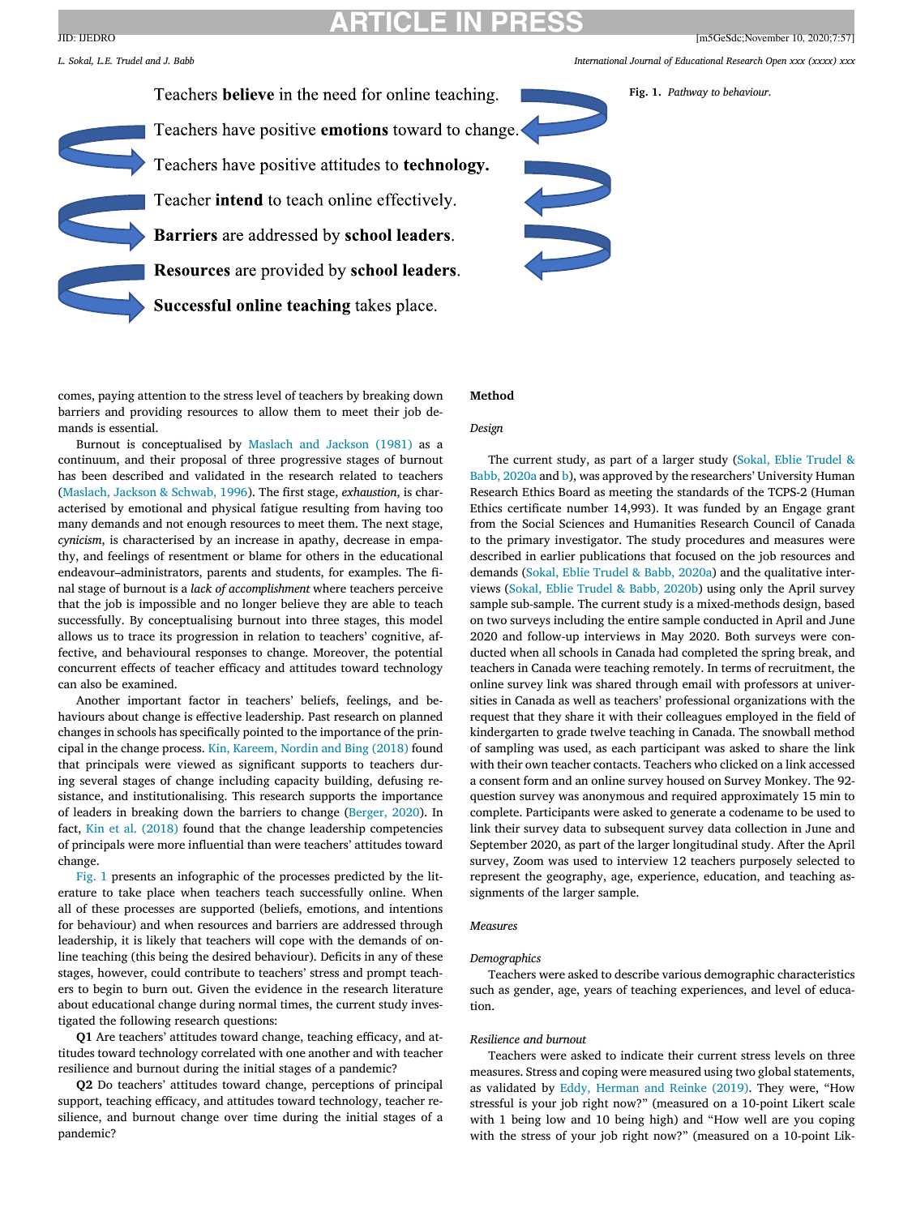Teachers **believe** in the need for online teaching.

Teachers have positive **emotions** toward to change.

Teachers have positive attitudes to **technology.**

Teacher **intend** to teach online effectively.

**Barriers** are addressed by **school leaders**.

**Resources** are provided by **school leaders**.

**Successful online teaching** takes place.

**Fig. 1.** *Pathway to behaviour.*

comes, paying attention to the stress level of teachers by breaking down barriers and providing resources to allow them to meet their job demands is essential.

Burnout is conceptualised by Maslach and Jackson (1981) as a continuum, and their proposal of three progressive stages of burnout has been described and validated in the research related to teachers (Maslach, Jackson & Schwab, 1996). The first stage, *exhaustion*, is characterised by emotional and physical fatigue resulting from having too many demands and not enough resources to meet them. The next stage, *cynicism*, is characterised by an increase in apathy, decrease in empathy, and feelings of resentment or blame for others in the educational endeavour–administrators, parents and students, for examples. The final stage of burnout is a *lack of accomplishment* where teachers perceive that the job is impossible and no longer believe they are able to teach successfully. By conceptualising burnout into three stages, this model allows us to trace its progression in relation to teachers' cognitive, affective, and behavioural responses to change. Moreover, the potential concurrent effects of teacher efficacy and attitudes toward technology can also be examined.

Another important factor in teachers' beliefs, feelings, and behaviours about change is effective leadership. Past research on planned changes in schools has specifically pointed to the importance of the principal in the change process. Kin, Kareem, Nordin and Bing (2018) found that principals were viewed as significant supports to teachers during several stages of change including capacity building, defusing resistance, and institutionalising. This research supports the importance of leaders in breaking down the barriers to change (Berger, 2020). In fact, Kin et al. (2018) found that the change leadership competencies of principals were more influential than were teachers' attitudes toward change.

Fig. 1 presents an infographic of the processes predicted by the literature to take place when teachers teach successfully online. When all of these processes are supported (beliefs, emotions, and intentions for behaviour) and when resources and barriers are addressed through leadership, it is likely that teachers will cope with the demands of online teaching (this being the desired behaviour). Deficits in any of these stages, however, could contribute to teachers' stress and prompt teachers to begin to burn out. Given the evidence in the research literature about educational change during normal times, the current study investigated the following research questions:

**Q1** Are teachers' attitudes toward change, teaching efficacy, and attitudes toward technology correlated with one another and with teacher resilience and burnout during the initial stages of a pandemic?

**Q2** Do teachers' attitudes toward change, perceptions of principal support, teaching efficacy, and attitudes toward technology, teacher resilience, and burnout change over time during the initial stages of a pandemic?

## Method

### *Design*

The current study, as part of a larger study (Sokal, Eblie Trudel & Babb, 2020a and b), was approved by the researchers' University Human Research Ethics Board as meeting the standards of the TCPS-2 (Human Ethics certificate number 14,993). It was funded by an Engage grant from the Social Sciences and Humanities Research Council of Canada to the primary investigator. The study procedures and measures were described in earlier publications that focused on the job resources and demands (Sokal, Eblie Trudel & Babb, 2020a) and the qualitative interviews (Sokal, Eblie Trudel & Babb, 2020b) using only the April survey sample sub-sample. The current study is a mixed-methods design, based on two surveys including the entire sample conducted in April and June 2020 and follow-up interviews in May 2020. Both surveys were conducted when all schools in Canada had completed the spring break, and teachers in Canada were teaching remotely. In terms of recruitment, the online survey link was shared through email with professors at universities in Canada as well as teachers' professional organizations with the request that they share it with their colleagues employed in the field of kindergarten to grade twelve teaching in Canada. The snowball method of sampling was used, as each participant was asked to share the link with their own teacher contacts. Teachers who clicked on a link accessed a consent form and an online survey housed on Survey Monkey. The 92-question survey was anonymous and required approximately 15 min to complete. Participants were asked to generate a codename to be used to link their survey data to subsequent survey data collection in June and September 2020, as part of the larger longitudinal study. After the April survey, Zoom was used to interview 12 teachers purposely selected to represent the geography, age, experience, education, and teaching assignments of the larger sample.

### *Measures*

#### *Demographics*

Teachers were asked to describe various demographic characteristics such as gender, age, years of teaching experiences, and level of education.

#### *Resilience and burnout*

Teachers were asked to indicate their current stress levels on three measures. Stress and coping were measured using two global statements, as validated by Eddy, Herman and Reinke (2019). They were, "How stressful is your job right now?" (measured on a 10-point Likert scale with 1 being low and 10 being high) and "How well are you coping with the stress of your job right now?" (measured on a 10-point Lik-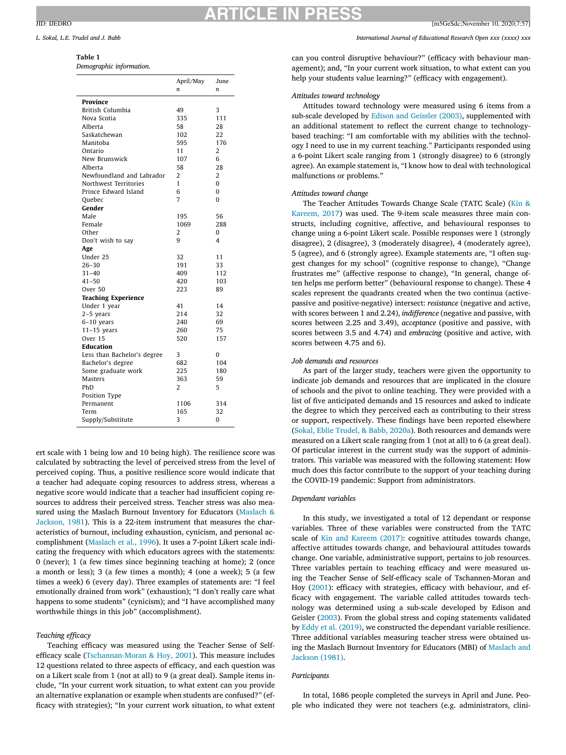**Table 1**
*Demographic information.*

| | April/May *n* | June *n* |
|---|---|---|
| **Province** | | |
| British Columbia | 49 | 3 |
| Nova Scotia | 335 | 111 |
| Alberta | 58 | 28 |
| Saskatchewan | 102 | 22 |
| Manitoba | 595 | 176 |
| Ontario | 11 | 2 |
| New Brunswick | 107 | 6 |
| Alberta | 58 | 28 |
| Newfoundland and Labrador | 2 | 2 |
| Northwest Territories | 1 | 0 |
| Prince Edward Island | 6 | 0 |
| Quebec | 7 | 0 |
| **Gender** | | |
| Male | 195 | 56 |
| Female | 1069 | 288 |
| Other | 2 | 0 |
| Don't wish to say | 9 | 4 |
| **Age** | | |
| Under 25 | 32 | 11 |
| 26–30 | 191 | 33 |
| 31–40 | 409 | 112 |
| 41–50 | 420 | 103 |
| Over 50 | 223 | 89 |
| **Teaching Experience** | | |
| Under 1 year | 41 | 14 |
| 2–5 years | 214 | 32 |
| 6–10 years | 240 | 69 |
| 11–15 years | 260 | 75 |
| Over 15 | 520 | 157 |
| **Education** | | |
| Less than Bachelor's degree | 3 | 0 |
| Bachelor's degree | 682 | 104 |
| Some graduate work | 225 | 180 |
| Masters | 363 | 59 |
| PhD | 2 | 5 |
| Position Type | | |
| Permanent | 1106 | 314 |
| Term | 165 | 32 |
| Supply/Substitute | 3 | 0 |

ert scale with 1 being low and 10 being high). The resilience score was calculated by subtracting the level of perceived stress from the level of perceived coping. Thus, a positive resilience score would indicate that a teacher had adequate coping resources to address stress, whereas a negative score would indicate that a teacher had insufficient coping resources to address their perceived stress. Teacher stress was also measured using the Maslach Burnout Inventory for Educators (Maslach & Jackson, 1981). This is a 22-item instrument that measures the characteristics of burnout, including exhaustion, cynicism, and personal accomplishment (Maslach et al., 1996). It uses a 7-point Likert scale indicating the frequency with which educators agrees with the statements: 0 (never); 1 (a few times since beginning teaching at home); 2 (once a month or less); 3 (a few times a month); 4 (one a week); 5 (a few times a week) 6 (every day). Three examples of statements are: "I feel emotionally drained from work" (exhaustion); "I don't really care what happens to some students" (cynicism); and "I have accomplished many worthwhile things in this job" (accomplishment).

*Teaching efficacy*

Teaching efficacy was measured using the Teacher Sense of Self-efficacy scale (Tschannan-Moran & Hoy, 2001). This measure includes 12 questions related to three aspects of efficacy, and each question was on a Likert scale from 1 (not at all) to 9 (a great deal). Sample items include, "In your current work situation, to what extent can you provide an alternative explanation or example when students are confused?" (efficacy with strategies); "In your current work situation, to what extent can you control disruptive behaviour?" (efficacy with behaviour management); and, "In your current work situation, to what extent can you help your students value learning?" (efficacy with engagement).

*Attitudes toward technology*

Attitudes toward technology were measured using 6 items from a sub-scale developed by Edison and Geissler (2003), supplemented with an additional statement to reflect the current change to technology-based teaching: "I am comfortable with my abilities with the technology I need to use in my current teaching." Participants responded using a 6-point Likert scale ranging from 1 (strongly disagree) to 6 (strongly agree). An example statement is, "I know how to deal with technological malfunctions or problems."

*Attitudes toward change*

The Teacher Attitudes Towards Change Scale (TATC Scale) (Kin & Kareem, 2017) was used. The 9-item scale measures three main constructs, including cognitive, affective, and behavioural responses to change using a 6-point Likert scale. Possible responses were 1 (strongly disagree), 2 (disagree), 3 (moderately disagree), 4 (moderately agree), 5 (agree), and 6 (strongly agree). Example statements are, "I often suggest changes for my school" (cognitive response to change), "Change frustrates me" (affective response to change), "In general, change often helps me perform better" (behavioural response to change). These 4 scales represent the quadrants created when the two continua (active-passive and positive-negative) intersect: *resistance* (negative and active, with scores between 1 and 2.24), *indifference* (negative and passive, with scores between 2.25 and 3.49), *acceptance* (positive and passive, with scores between 3.5 and 4.74) and *embracing* (positive and active, with scores between 4.75 and 6).

*Job demands and resources*

As part of the larger study, teachers were given the opportunity to indicate job demands and resources that are implicated in the closure of schools and the pivot to online teaching. They were provided with a list of five anticipated demands and 15 resources and asked to indicate the degree to which they perceived each as contributing to their stress or support, respectively. These findings have been reported elsewhere (Sokal, Eblie Trudel, & Babb, 2020a). Both resources and demands were measured on a Likert scale ranging from 1 (not at all) to 6 (a great deal). Of particular interest in the current study was the support of administrators. This variable was measured with the following statement: How much does this factor contribute to the support of your teaching during the COVID-19 pandemic: Support from administrators.

*Dependant variables*

In this study, we investigated a total of 12 dependant or response variables. Three of these variables were constructed from the TATC scale of Kin and Kareem (2017): cognitive attitudes towards change, affective attitudes towards change, and behavioural attitudes towards change. One variable, administrative support, pertains to job resources. Three variables pertain to teaching efficacy and were measured using the Teacher Sense of Self-efficacy scale of Tschannen-Moran and Hoy (2001): efficacy with strategies, efficacy with behaviour, and efficacy with engagement. The variable called attitudes towards technology was determined using a sub-scale developed by Edison and Geisler (2003). From the global stress and coping statements validated by Eddy et al. (2019), we constructed the dependant variable resilience. Three additional variables measuring teacher stress were obtained using the Maslach Burnout Inventory for Educators (MBI) of Maslach and Jackson (1981).

*Participants*

In total, 1686 people completed the surveys in April and June. People who indicated they were not teachers (e.g. administrators, clini-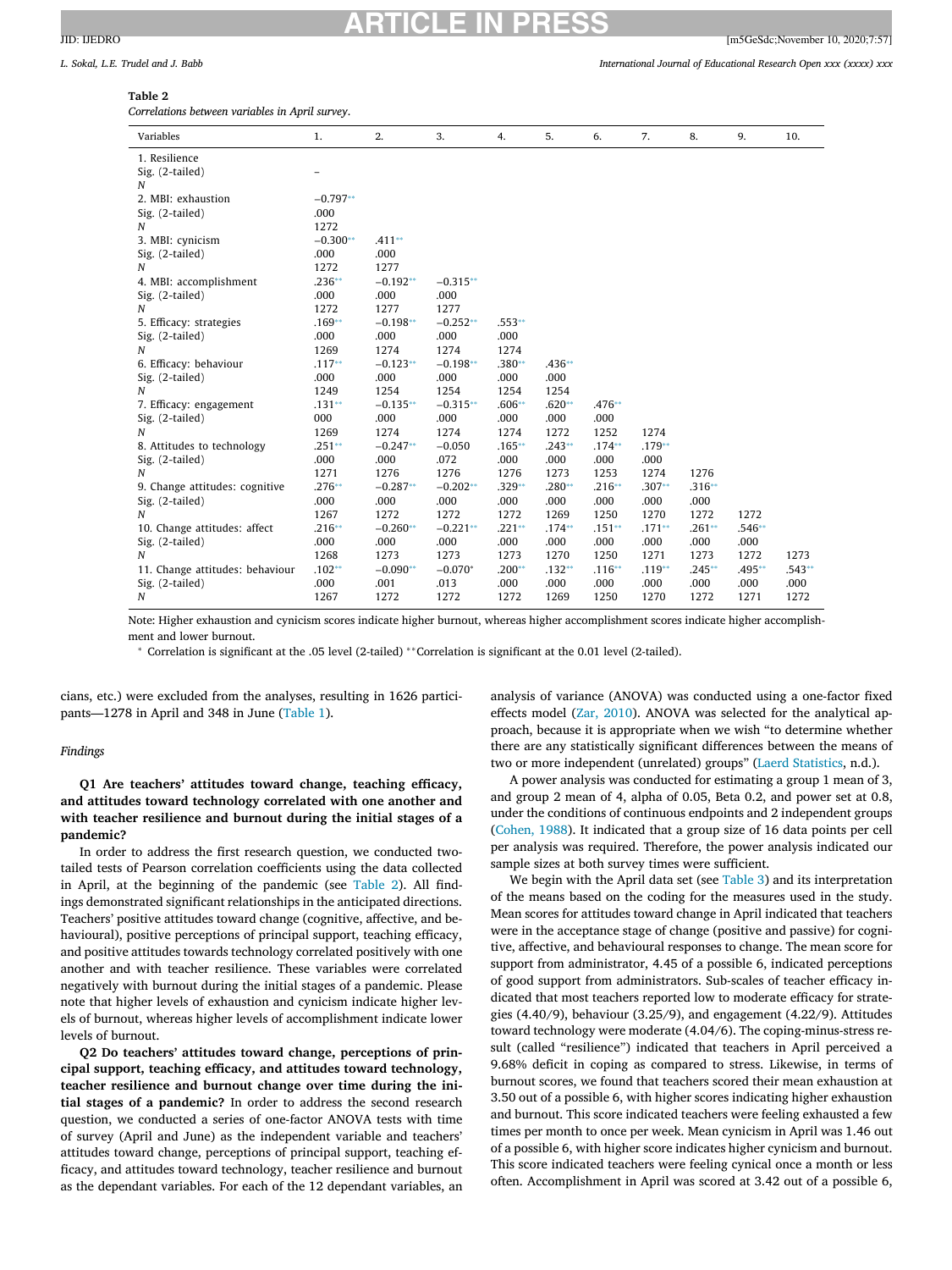**Table 2**

*Correlations between variables in April survey.*

| Variables | 1. | 2. | 3. | 4. | 5. | 6. | 7. | 8. | 9. | 10. |
|---|---|---|---|---|---|---|---|---|---|---|
| 1. Resilience | | | | | | | | | | |
| Sig. (2-tailed) | – | | | | | | | | | |
| *N* | | | | | | | | | | |
| 2. MBI: exhaustion | −0.797** | | | | | | | | | |
| Sig. (2-tailed) | .000 | | | | | | | | | |
| *N* | 1272 | | | | | | | | | |
| 3. MBI: cynicism | −0.300** | .411** | | | | | | | | |
| Sig. (2-tailed) | .000 | .000 | | | | | | | | |
| *N* | 1272 | 1277 | | | | | | | | |
| 4. MBI: accomplishment | .236** | −0.192** | −0.315** | | | | | | | |
| Sig. (2-tailed) | .000 | .000 | .000 | | | | | | | |
| *N* | 1272 | 1277 | 1277 | | | | | | | |
| 5. Efficacy: strategies | .169** | −0.198** | −0.252** | .553** | | | | | | |
| Sig. (2-tailed) | .000 | .000 | .000 | .000 | | | | | | |
| *N* | 1269 | 1274 | 1274 | 1274 | | | | | | |
| 6. Efficacy: behaviour | .117** | −0.123** | −0.198** | .380** | .436** | | | | | |
| Sig. (2-tailed) | .000 | .000 | .000 | .000 | .000 | | | | | |
| *N* | 1249 | 1254 | 1254 | 1254 | 1254 | | | | | |
| 7. Efficacy: engagement | .131** | −0.135** | −0.315** | .606** | .620** | .476** | | | | |
| Sig. (2-tailed) | 000 | .000 | .000 | .000 | .000 | .000 | | | | |
| *N* | 1269 | 1274 | 1274 | 1274 | 1272 | 1252 | 1274 | | | |
| 8. Attitudes to technology | .251** | −0.247** | −0.050 | .165** | .243** | .174** | .179** | | | |
| Sig. (2-tailed) | .000 | .000 | .072 | .000 | .000 | .000 | .000 | | | |
| *N* | 1271 | 1276 | 1276 | 1276 | 1273 | 1253 | 1274 | 1276 | | |
| 9. Change attitudes: cognitive | .276** | −0.287** | −0.202** | .329** | .280** | .216** | .307** | .316** | | |
| Sig. (2-tailed) | .000 | .000 | .000 | .000 | .000 | .000 | .000 | .000 | | |
| *N* | 1267 | 1272 | 1272 | 1272 | 1269 | 1250 | 1270 | 1272 | 1272 | |
| 10. Change attitudes: affect | .216** | −0.260** | −0.221** | .221** | .174** | .151** | .171** | .261** | .546** | |
| Sig. (2-tailed) | .000 | .000 | .000 | .000 | .000 | .000 | .000 | .000 | .000 | |
| *N* | 1268 | 1273 | 1273 | 1273 | 1270 | 1250 | 1271 | 1273 | 1272 | 1273 |
| 11. Change attitudes: behaviour | .102** | −0.090** | −0.070* | .200** | .132** | .116** | .119** | .245** | .495** | .543** |
| Sig. (2-tailed) | .000 | .001 | .013 | .000 | .000 | .000 | .000 | .000 | .000 | .000 |
| *N* | 1267 | 1272 | 1272 | 1272 | 1269 | 1250 | 1270 | 1272 | 1271 | 1272 |

Note: Higher exhaustion and cynicism scores indicate higher burnout, whereas higher accomplishment scores indicate higher accomplishment and lower burnout.

* Correlation is significant at the .05 level (2-tailed) **Correlation is significant at the 0.01 level (2-tailed).

cians, etc.) were excluded from the analyses, resulting in 1626 participants—1278 in April and 348 in June (Table 1).

*Findings*

**Q1 Are teachers' attitudes toward change, teaching efficacy, and attitudes toward technology correlated with one another and with teacher resilience and burnout during the initial stages of a pandemic?**

In order to address the first research question, we conducted two-tailed tests of Pearson correlation coefficients using the data collected in April, at the beginning of the pandemic (see Table 2). All findings demonstrated significant relationships in the anticipated directions. Teachers' positive attitudes toward change (cognitive, affective, and behavioural), positive perceptions of principal support, teaching efficacy, and positive attitudes towards technology correlated positively with one another and with teacher resilience. These variables were correlated negatively with burnout during the initial stages of a pandemic. Please note that higher levels of exhaustion and cynicism indicate higher levels of burnout, whereas higher levels of accomplishment indicate lower levels of burnout.

**Q2 Do teachers' attitudes toward change, perceptions of principal support, teaching efficacy, and attitudes toward technology, teacher resilience and burnout change over time during the initial stages of a pandemic?** In order to address the second research question, we conducted a series of one-factor ANOVA tests with time of survey (April and June) as the independent variable and teachers' attitudes toward change, perceptions of principal support, teaching efficacy, and attitudes toward technology, teacher resilience and burnout as the dependant variables. For each of the 12 dependant variables, an analysis of variance (ANOVA) was conducted using a one-factor fixed effects model (Zar, 2010). ANOVA was selected for the analytical approach, because it is appropriate when we wish "to determine whether there are any statistically significant differences between the means of two or more independent (unrelated) groups" (Laerd Statistics, n.d.).

A power analysis was conducted for estimating a group 1 mean of 3, and group 2 mean of 4, alpha of 0.05, Beta 0.2, and power set at 0.8, under the conditions of continuous endpoints and 2 independent groups (Cohen, 1988). It indicated that a group size of 16 data points per cell per analysis was required. Therefore, the power analysis indicated our sample sizes at both survey times were sufficient.

We begin with the April data set (see Table 3) and its interpretation of the means based on the coding for the measures used in the study. Mean scores for attitudes toward change in April indicated that teachers were in the acceptance stage of change (positive and passive) for cognitive, affective, and behavioural responses to change. The mean score for support from administrator, 4.45 of a possible 6, indicated perceptions of good support from administrators. Sub-scales of teacher efficacy indicated that most teachers reported low to moderate efficacy for strategies (4.40/9), behaviour (3.25/9), and engagement (4.22/9). Attitudes toward technology were moderate (4.04/6). The coping-minus-stress result (called "resilience") indicated that teachers in April perceived a 9.68% deficit in coping as compared to stress. Likewise, in terms of burnout scores, we found that teachers scored their mean exhaustion at 3.50 out of a possible 6, with higher scores indicating higher exhaustion and burnout. This score indicated teachers were feeling exhausted a few times per month to once per week. Mean cynicism in April was 1.46 out of a possible 6, with higher score indicates higher cynicism and burnout. This score indicated teachers were feeling cynical once a month or less often. Accomplishment in April was scored at 3.42 out of a possible 6,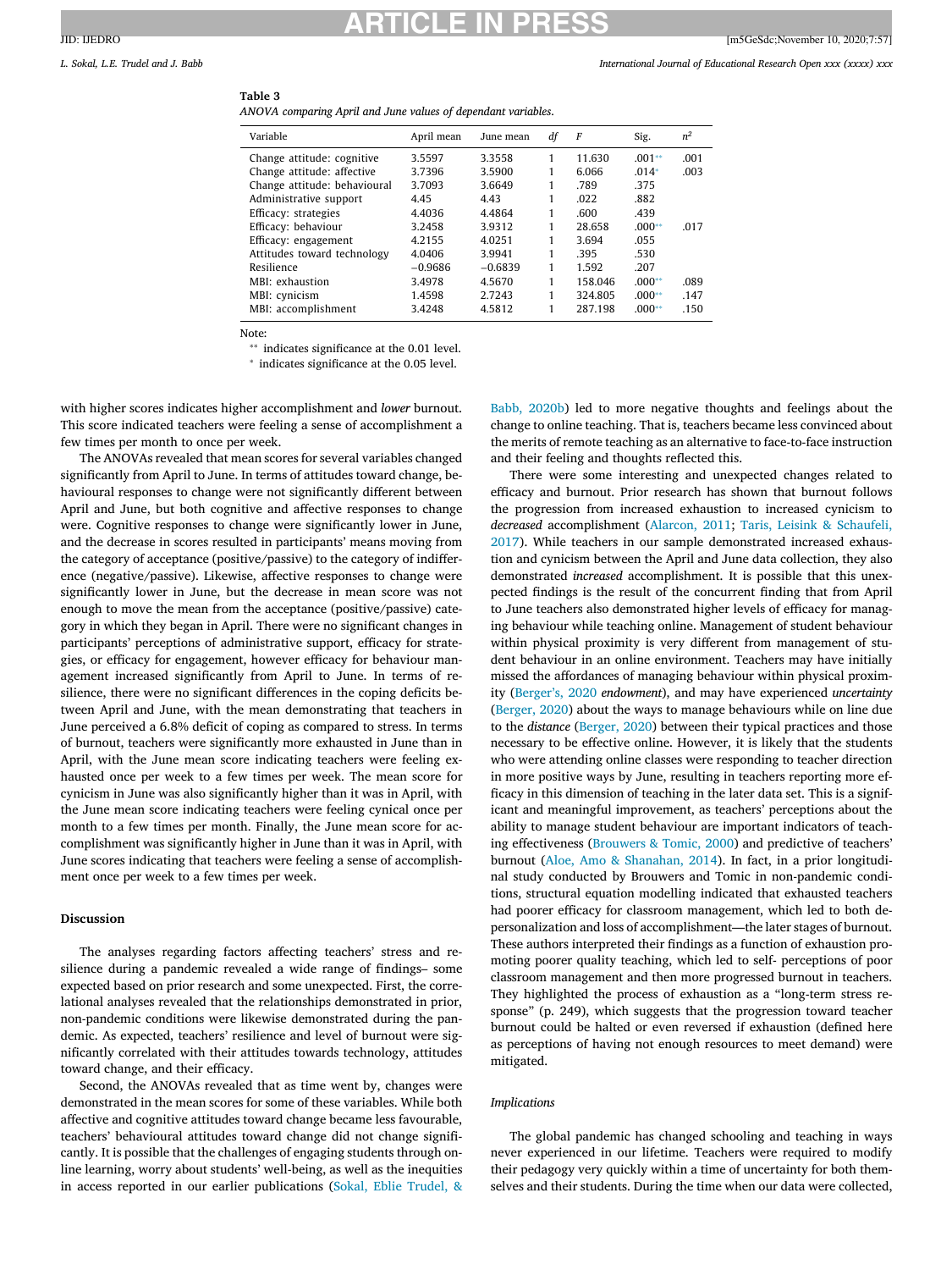**Table 3**

*ANOVA comparing April and June values of dependant variables.*

| Variable | April mean | June mean | *df* | *F* | Sig. | $n^2$ |
|---|---|---|---|---|---|---|
| Change attitude: cognitive | 3.5597 | 3.3558 | 1 | 11.630 | .001** | .001 |
| Change attitude: affective | 3.7396 | 3.5900 | 1 | 6.066 | .014* | .003 |
| Change attitude: behavioural | 3.7093 | 3.6649 | 1 | .789 | .375 | |
| Administrative support | 4.45 | 4.43 | 1 | .022 | .882 | |
| Efficacy: strategies | 4.4036 | 4.4864 | 1 | .600 | .439 | |
| Efficacy: behaviour | 3.2458 | 3.9312 | 1 | 28.658 | .000** | .017 |
| Efficacy: engagement | 4.2155 | 4.0251 | 1 | 3.694 | .055 | |
| Attitudes toward technology | 4.0406 | 3.9941 | 1 | .395 | .530 | |
| Resilience | −0.9686 | −0.6839 | 1 | 1.592 | .207 | |
| MBI: exhaustion | 3.4978 | 4.5670 | 1 | 158.046 | .000** | .089 |
| MBI: cynicism | 1.4598 | 2.7243 | 1 | 324.805 | .000** | .147 |
| MBI: accomplishment | 3.4248 | 4.5812 | 1 | 287.198 | .000** | .150 |

Note:

** indicates significance at the 0.01 level.

\* indicates significance at the 0.05 level.

with higher scores indicates higher accomplishment and *lower* burnout. This score indicated teachers were feeling a sense of accomplishment a few times per month to once per week.

The ANOVAs revealed that mean scores for several variables changed significantly from April to June. In terms of attitudes toward change, behavioural responses to change were not significantly different between April and June, but both cognitive and affective responses to change were. Cognitive responses to change were significantly lower in June, and the decrease in scores resulted in participants' means moving from the category of acceptance (positive/passive) to the category of indifference (negative/passive). Likewise, affective responses to change were significantly lower in June, but the decrease in mean score was not enough to move the mean from the acceptance (positive/passive) category in which they began in April. There were no significant changes in participants' perceptions of administrative support, efficacy for strategies, or efficacy for engagement, however efficacy for behaviour management increased significantly from April to June. In terms of resilience, there were no significant differences in the coping deficits between April and June, with the mean demonstrating that teachers in June perceived a 6.8% deficit of coping as compared to stress. In terms of burnout, teachers were significantly more exhausted in June than in April, with the June mean score indicating teachers were feeling exhausted once per week to a few times per week. The mean score for cynicism in June was also significantly higher than it was in April, with the June mean score indicating teachers were feeling cynical once per month to a few times per month. Finally, the June mean score for accomplishment was significantly higher in June than it was in April, with June scores indicating that teachers were feeling a sense of accomplishment once per week to a few times per week.

## Discussion

The analyses regarding factors affecting teachers' stress and resilience during a pandemic revealed a wide range of findings– some expected based on prior research and some unexpected. First, the correlational analyses revealed that the relationships demonstrated in prior, non-pandemic conditions were likewise demonstrated during the pandemic. As expected, teachers' resilience and level of burnout were significantly correlated with their attitudes towards technology, attitudes toward change, and their efficacy.

Second, the ANOVAs revealed that as time went by, changes were demonstrated in the mean scores for some of these variables. While both affective and cognitive attitudes toward change became less favourable, teachers' behavioural attitudes toward change did not change significantly. It is possible that the challenges of engaging students through online learning, worry about students' well-being, as well as the inequities in access reported in our earlier publications (Sokal, Eblie Trudel, & Babb, 2020b) led to more negative thoughts and feelings about the change to online teaching. That is, teachers became less convinced about the merits of remote teaching as an alternative to face-to-face instruction and their feeling and thoughts reflected this.

There were some interesting and unexpected changes related to efficacy and burnout. Prior research has shown that burnout follows the progression from increased exhaustion to increased cynicism to *decreased* accomplishment (Alarcon, 2011; Taris, Leisink & Schaufeli, 2017). While teachers in our sample demonstrated increased exhaustion and cynicism between the April and June data collection, they also demonstrated *increased* accomplishment. It is possible that this unexpected findings is the result of the concurrent finding that from April to June teachers also demonstrated higher levels of efficacy for managing behaviour while teaching online. Management of student behaviour within physical proximity is very different from management of student behaviour in an online environment. Teachers may have initially missed the affordances of managing behaviour within physical proximity (Berger's, 2020 *endowment*), and may have experienced *uncertainty* (Berger, 2020) about the ways to manage behaviours while on line due to the *distance* (Berger, 2020) between their typical practices and those necessary to be effective online. However, it is likely that the students who were attending online classes were responding to teacher direction in more positive ways by June, resulting in teachers reporting more efficacy in this dimension of teaching in the later data set. This is a significant and meaningful improvement, as teachers' perceptions about the ability to manage student behaviour are important indicators of teaching effectiveness (Brouwers & Tomic, 2000) and predictive of teachers' burnout (Aloe, Amo & Shanahan, 2014). In fact, in a prior longitudinal study conducted by Brouwers and Tomic in non-pandemic conditions, structural equation modelling indicated that exhausted teachers had poorer efficacy for classroom management, which led to both depersonalization and loss of accomplishment—the later stages of burnout. These authors interpreted their findings as a function of exhaustion promoting poorer quality teaching, which led to self- perceptions of poor classroom management and then more progressed burnout in teachers. They highlighted the process of exhaustion as a "long-term stress response" (p. 249), which suggests that the progression toward teacher burnout could be halted or even reversed if exhaustion (defined here as perceptions of having not enough resources to meet demand) were mitigated.

### Implications

The global pandemic has changed schooling and teaching in ways never experienced in our lifetime. Teachers were required to modify their pedagogy very quickly within a time of uncertainty for both themselves and their students. During the time when our data were collected,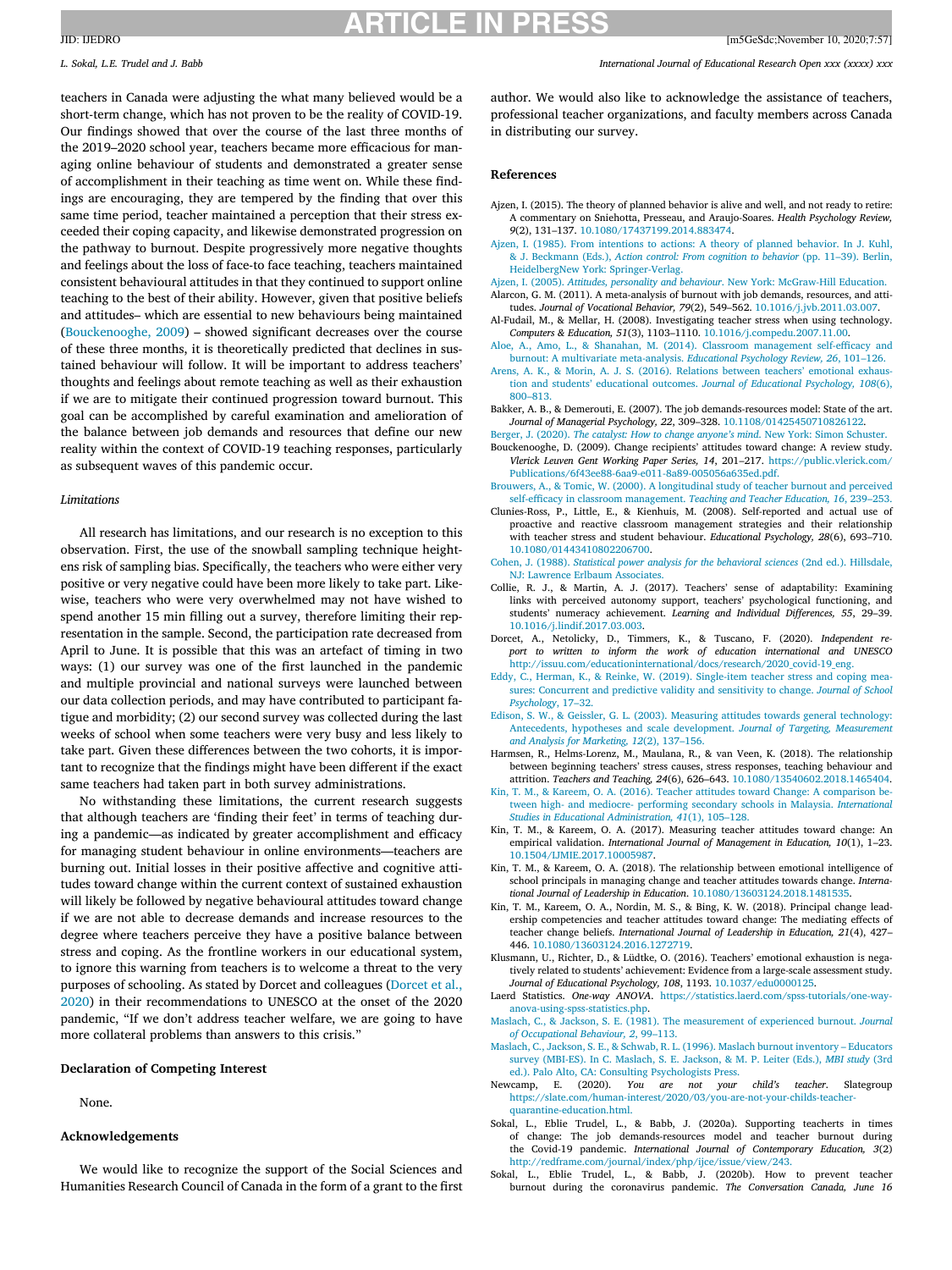teachers in Canada were adjusting the what many believed would be a short-term change, which has not proven to be the reality of COVID-19. Our findings showed that over the course of the last three months of the 2019–2020 school year, teachers became more efficacious for managing online behaviour of students and demonstrated a greater sense of accomplishment in their teaching as time went on. While these findings are encouraging, they are tempered by the finding that over this same time period, teacher maintained a perception that their stress exceeded their coping capacity, and likewise demonstrated progression on the pathway to burnout. Despite progressively more negative thoughts and feelings about the loss of face-to face teaching, teachers maintained consistent behavioural attitudes in that they continued to support online teaching to the best of their ability. However, given that positive beliefs and attitudes– which are essential to new behaviours being maintained (Bouckenooghe, 2009) – showed significant decreases over the course of these three months, it is theoretically predicted that declines in sustained behaviour will follow. It will be important to address teachers' thoughts and feelings about remote teaching as well as their exhaustion if we are to mitigate their continued progression toward burnout. This goal can be accomplished by careful examination and amelioration of the balance between job demands and resources that define our new reality within the context of COVID-19 teaching responses, particularly as subsequent waves of this pandemic occur.

### *Limitations*

All research has limitations, and our research is no exception to this observation. First, the use of the snowball sampling technique heightens risk of sampling bias. Specifically, the teachers who were either very positive or very negative could have been more likely to take part. Likewise, teachers who were very overwhelmed may not have wished to spend another 15 min filling out a survey, therefore limiting their representation in the sample. Second, the participation rate decreased from April to June. It is possible that this was an artefact of timing in two ways: (1) our survey was one of the first launched in the pandemic and multiple provincial and national surveys were launched between our data collection periods, and may have contributed to participant fatigue and morbidity; (2) our second survey was collected during the last weeks of school when some teachers were very busy and less likely to take part. Given these differences between the two cohorts, it is important to recognize that the findings might have been different if the exact same teachers had taken part in both survey administrations.

No withstanding these limitations, the current research suggests that although teachers are 'finding their feet' in terms of teaching during a pandemic—as indicated by greater accomplishment and efficacy for managing student behaviour in online environments—teachers are burning out. Initial losses in their positive affective and cognitive attitudes toward change within the current context of sustained exhaustion will likely be followed by negative behavioural attitudes toward change if we are not able to decrease demands and increase resources to the degree where teachers perceive they have a positive balance between stress and coping. As the frontline workers in our educational system, to ignore this warning from teachers is to welcome a threat to the very purposes of schooling. As stated by Dorcet and colleagues (Dorcet et al., 2020) in their recommendations to UNESCO at the onset of the 2020 pandemic, "If we don't address teacher welfare, we are going to have more collateral problems than answers to this crisis."

## Declaration of Competing Interest

None.

## Acknowledgements

We would like to recognize the support of the Social Sciences and Humanities Research Council of Canada in the form of a grant to the first author. We would also like to acknowledge the assistance of teachers, professional teacher organizations, and faculty members across Canada in distributing our survey.

## References

Ajzen, I. (2015). The theory of planned behavior is alive and well, and not ready to retire: A commentary on Sniehotta, Presseau, and Araujo-Soares. *Health Psychology Review, 9*(2), 131–137. 10.1080/17437199.2014.883474.

Ajzen, I. (1985). From intentions to actions: A theory of planned behavior. In J. Kuhl, & J. Beckmann (Eds.), *Action control: From cognition to behavior* (pp. 11–39). Berlin, HeidelbergNew York: Springer-Verlag.

Ajzen, I. (2005). *Attitudes, personality and behaviour*. New York: McGraw-Hill Education.

Alarcon, G. M. (2011). A meta-analysis of burnout with job demands, resources, and attitudes. *Journal of Vocational Behavior, 79*(2), 549–562. 10.1016/j.jvb.2011.03.007.

Al-Fudail, M., & Mellar, H. (2008). Investigating teacher stress when using technology. *Computers & Education, 51*(3), 1103–1110. 10.1016/j.compedu.2007.11.00.

Aloe, A., Amo, L., & Shanahan, M. (2014). Classroom management self-efficacy and burnout: A multivariate meta-analysis. *Educational Psychology Review, 26*, 101–126.

Arens, A. K., & Morin, A. J. S. (2016). Relations between teachers' emotional exhaustion and students' educational outcomes. *Journal of Educational Psychology, 108*(6), 800–813.

Bakker, A. B., & Demerouti, E. (2007). The job demands-resources model: State of the art. *Journal of Managerial Psychology, 22*, 309–328. 10.1108/02683940710733115.

Berger, J. (2020). *The catalyst: How to change anyone's mind*. New York: Simon Schuster.

Bouckenooghe, D. (2009). Change recipients' attitudes toward change: A review study. *Vlerick Leuven Gent Working Paper Series, 14*, 201–217. https://public.vlerick.com/Publications/6f43ee88-6aa9-e011-8a89-005056a635ed.pdf.

Brouwers, A., & Tomic, W. (2000). A longitudinal study of teacher burnout and perceived self-efficacy in classroom management. *Teaching and Teacher Education, 16*, 239–253.

Clunies-Ross, P., Little, E., & Kienhuis, M. (2008). Self-reported and actual use of proactive and reactive classroom management strategies and their relationship with teacher stress and student behaviour. *Educational Psychology, 28*(6), 693–710. 10.1080/01443410802206700.

Cohen, J. (1988). *Statistical power analysis for the behavioral sciences* (2nd ed.). Hillsdale, NJ: Lawrence Erlbaum Associates.

Collie, R. J., & Martin, A. J. (2017). Teachers' sense of adaptability: Examining links with perceived autonomy support, teachers' psychological functioning, and students' numeracy achievement. *Learning and Individual Differences, 55*, 29–39. 10.1016/j.lindif.2017.03.003.

Dorcet, A., Netolicky, D., Timmers, K., & Tuscano, F. (2020). *Independent report to written to inform the work of education international and UNESCO* http://issuu.com/educationinternational/docs/research/2020_covid-19_eng.

Eddy, C., Herman, K., & Reinke, W. (2019). Single-item teacher stress and coping measures: Concurrent and predictive validity and sensitivity to change. *Journal of School Psychology*, 17–32.

Edison, S. W., & Geissler, G. L. (2003). Measuring attitudes towards general technology: Antecedents, hypotheses and scale development. *Journal of Targeting, Measurement and Analysis for Marketing, 12*(2), 137–156.

Harmsen, R., Helms-Lorenz, M., Maulana, R., & van Veen, K. (2018). The relationship between beginning teachers' stress causes, stress responses, teaching behaviour and attrition. *Teachers and Teaching, 24*(6), 626–643. 10.1080/13540602.2018.1465404.

Kin, T. M., & Kareem, O. A. (2016). Teacher attitudes toward Change: A comparison between high- and mediocre- performing secondary schools in Malaysia. *International Studies in Educational Administration, 41*(1), 105–128.

Kin, T. M., & Kareem, O. A. (2017). Measuring teacher attitudes toward change: An empirical validation. *International Journal of Management in Education, 10*(1), 1–23. 10.1504/IJMIE.2017.10005987.

Kin, T. M., & Kareem, O. A. (2018). The relationship between emotional intelligence of school principals in managing change and teacher attitudes towards change. *International Journal of Leadership in Education*. 10.1080/13603124.2018.1481535.

Kin, T. M., Kareem, O. A., Nordin, M. S., & Bing, K. W. (2018). Principal change leadership competencies and teacher attitudes toward change: The mediating effects of teacher change beliefs. *International Journal of Leadership in Education, 21*(4), 427–446. 10.1080/13603124.2016.1272719.

Klusmann, U., Richter, D., & Lüdtke, O. (2016). Teachers' emotional exhaustion is negatively related to students' achievement: Evidence from a large-scale assessment study. *Journal of Educational Psychology, 108*, 1193. 10.1037/edu0000125.

Laerd Statistics. *One-way ANOVA*. https://statistics.laerd.com/spss-tutorials/one-way-anova-using-spss-statistics.php.

Maslach, C., & Jackson, S. E. (1981). The measurement of experienced burnout. *Journal of Occupational Behaviour, 2*, 99–113.

Maslach, C., Jackson, S. E., & Schwab, R. L. (1996). Maslach burnout inventory – Educators survey (MBI-ES). In C. Maslach, S. E. Jackson, & M. P. Leiter (Eds.), *MBI study* (3rd ed.). Palo Alto, CA: Consulting Psychologists Press.

Newcamp, E. (2020). *You are not your child's teacher*. Slategroup https://slate.com/human-interest/2020/03/you-are-not-your-childs-teacher-quarantine-education.html.

Sokal, L., Eblie Trudel, L., & Babb, J. (2020a). Supporting teacherts in times of change: The job demands-resources model and teacher burnout during the Covid-19 pandemic. *International Journal of Contemporary Education, 3*(2) http://redfame.com/journal/index/php/ijce/issue/view/243.

Sokal, L., Eblie Trudel, L., & Babb, J. (2020b). How to prevent teacher burnout during the coronavirus pandemic. *The Conversation Canada, June 16*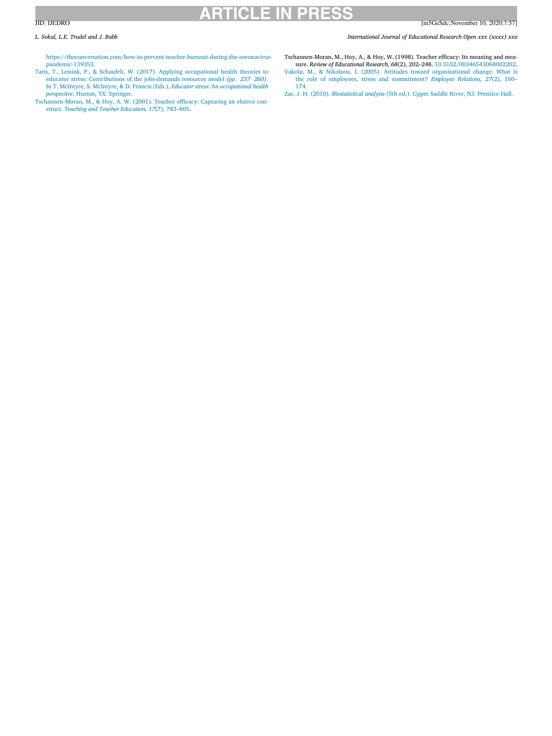https://theconversation.com/how-to-prevent-teacher-burnout-during-the-coronavirus-pandemic-139353.

Taris, T., Leisink, P., & Schaufeli, W. (2017). Applying occupational health theories to educator stress: Contributions of the jobs-demands resources model *(pp. 237- 260)*. In T. McIntyre, S. McIntyre, & D. Francis (Eds.), *Educator stress: An occupational health perspective*. Huston, TX: Springer.

Tschannen-Moran, M., & Hoy, A. W. (2001). Teacher efficacy: Capturing an elusive construct. *Teaching and Teacher Education, 17*(7), 783–805.

Tschannen-Moran, M., Hoy, A., & Hoy, W. (1998). Teacher efficacy: Its meaning and measure. *Review of Educational Research, 68*(2), 202–248. 10.3102/00346543068002202.

Vakola, M., & Nikolaou, I. (2005). Attitudes toward organizational change: What is the role of employees, stress and commitment? *Employee Relations, 27*(2), 160–174.

Zar, J. H. (2010). *Biostatistical analysis* (5th ed.). Upper Saddle River, NJ: Prentice Hall.